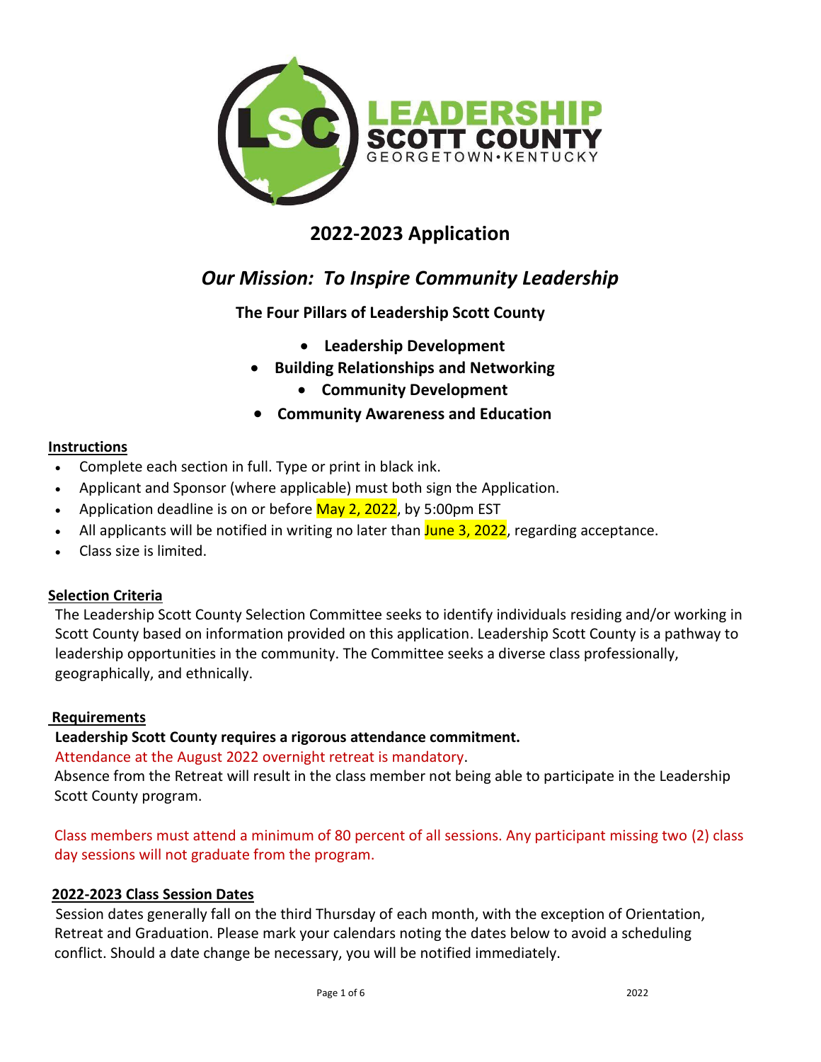LEADERSHIP SCOTT COUNTY
GEORGETOWN•KENTUCKY

# 2022-2023 Application

## *Our Mission: To Inspire Community Leadership*

**The Four Pillars of Leadership Scott County**

- **Leadership Development**
- **Building Relationships and Networking**
- **Community Development**
- **Community Awareness and Education**

### Instructions

- Complete each section in full. Type or print in black ink.
- Applicant and Sponsor (where applicable) must both sign the Application.
- Application deadline is on or before May 2, 2022, by 5:00pm EST
- All applicants will be notified in writing no later than June 3, 2022, regarding acceptance.
- Class size is limited.

### Selection Criteria

The Leadership Scott County Selection Committee seeks to identify individuals residing and/or working in Scott County based on information provided on this application. Leadership Scott County is a pathway to leadership opportunities in the community. The Committee seeks a diverse class professionally, geographically, and ethnically.

### Requirements

**Leadership Scott County requires a rigorous attendance commitment.**

Attendance at the August 2022 overnight retreat is mandatory.

Absence from the Retreat will result in the class member not being able to participate in the Leadership Scott County program.

Class members must attend a minimum of 80 percent of all sessions. Any participant missing two (2) class day sessions will not graduate from the program.

### 2022-2023 Class Session Dates

Session dates generally fall on the third Thursday of each month, with the exception of Orientation, Retreat and Graduation. Please mark your calendars noting the dates below to avoid a scheduling conflict. Should a date change be necessary, you will be notified immediately.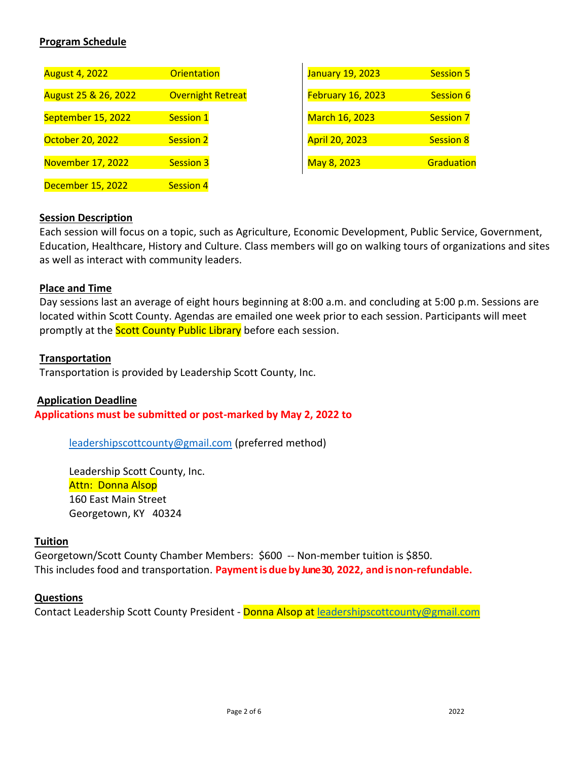## Program Schedule

| Date | Event |
|---|---|
| August 4, 2022 | Orientation |
| August 25 & 26, 2022 | Overnight Retreat |
| September 15, 2022 | Session 1 |
| October 20, 2022 | Session 2 |
| November 17, 2022 | Session 3 |
| December 15, 2022 | Session 4 |
| January 19, 2023 | Session 5 |
| February 16, 2023 | Session 6 |
| March 16, 2023 | Session 7 |
| April 20, 2023 | Session 8 |
| May 8, 2023 | Graduation |

## Session Description

Each session will focus on a topic, such as Agriculture, Economic Development, Public Service, Government, Education, Healthcare, History and Culture. Class members will go on walking tours of organizations and sites as well as interact with community leaders.

## Place and Time

Day sessions last an average of eight hours beginning at 8:00 a.m. and concluding at 5:00 p.m. Sessions are located within Scott County. Agendas are emailed one week prior to each session. Participants will meet promptly at the Scott County Public Library before each session.

## Transportation

Transportation is provided by Leadership Scott County, Inc.

## Application Deadline

**Applications must be submitted or post-marked by May 2, 2022 to**

leadershipscottcounty@gmail.com (preferred method)

Leadership Scott County, Inc.
Attn: Donna Alsop
160 East Main Street
Georgetown, KY 40324

## Tuition

Georgetown/Scott County Chamber Members: $600 -- Non-member tuition is $850.
This includes food and transportation. **Payment is due by June 30, 2022, and is non-refundable.**

## Questions

Contact Leadership Scott County President - Donna Alsop at leadershipscottcounty@gmail.com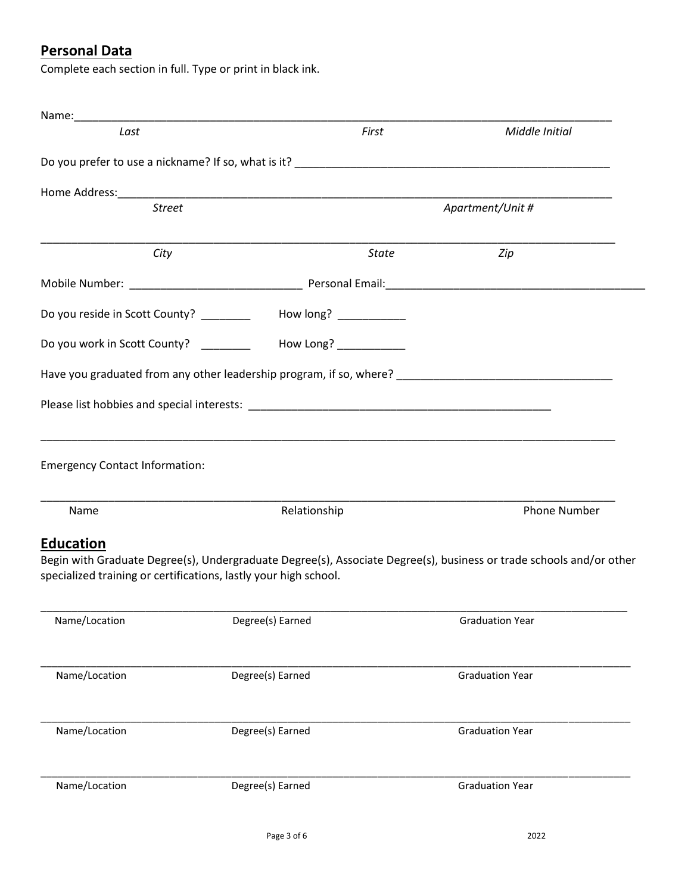## Personal Data

Complete each section in full. Type or print in black ink.

Name:_____________________________________________________________________________________

*Last* *First* *Middle Initial*

Do you prefer to use a nickname? If so, what is it? ___________________________________________________

Home Address:_____________________________________________________________________________

*Street* *Apartment/Unit #*

_______________________________________________________________________________________________

*City* *State* *Zip*

Mobile Number: ___________________________ Personal Email:_________________________________________

Do you reside in Scott County? ________ How long? ___________

Do you work in Scott County? ________ How Long? ___________

Have you graduated from any other leadership program, if so, where? __________________________________

Please list hobbies and special interests: __________________________________________________

_______________________________________________________________________________________________

Emergency Contact Information:

_______________________________________________________________________________________________

Name Relationship Phone Number

## Education

Begin with Graduate Degree(s), Undergraduate Degree(s), Associate Degree(s), business or trade schools and/or other specialized training or certifications, lastly your high school.

_______________________________________________________________________________________________

Name/Location Degree(s) Earned Graduation Year

_______________________________________________________________________________________________

Name/Location Degree(s) Earned Graduation Year

_______________________________________________________________________________________________

Name/Location Degree(s) Earned Graduation Year

_______________________________________________________________________________________________

Name/Location Degree(s) Earned Graduation Year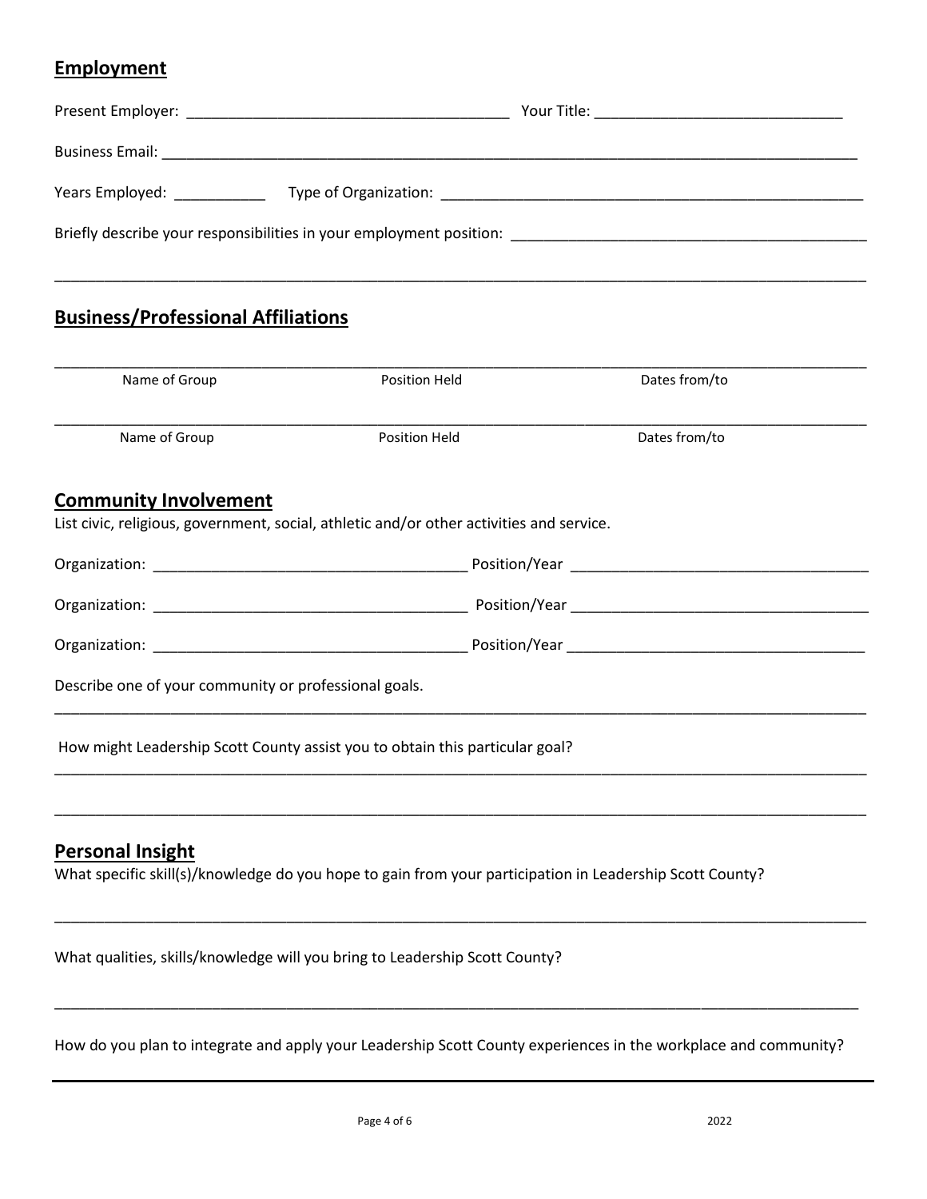## Employment

Present Employer: ______________________________________ Your Title: _____________________________

Business Email: ________________________________________________________________________________________

Years Employed: ___________ Type of Organization: ____________________________________________________

Briefly describe your responsibilities in your employment position: ____________________________________________

____________________________________________________________________________________________________

## Business/Professional Affiliations

____________________________________________________________________________________________________

Name of Group Position Held Dates from/to

____________________________________________________________________________________________________

Name of Group Position Held Dates from/to

## Community Involvement

List civic, religious, government, social, athletic and/or other activities and service.

Organization: _____________________________________ Position/Year ___________________________________

Organization: _____________________________________ Position/Year ___________________________________

Organization: _____________________________________ Position/Year ___________________________________

Describe one of your community or professional goals.

____________________________________________________________________________________________________

How might Leadership Scott County assist you to obtain this particular goal?

____________________________________________________________________________________________________

____________________________________________________________________________________________________

## Personal Insight

What specific skill(s)/knowledge do you hope to gain from your participation in Leadership Scott County?

____________________________________________________________________________________________________

What qualities, skills/knowledge will you bring to Leadership Scott County?

____________________________________________________________________________________________________

How do you plan to integrate and apply your Leadership Scott County experiences in the workplace and community?

____________________________________________________________________________________________________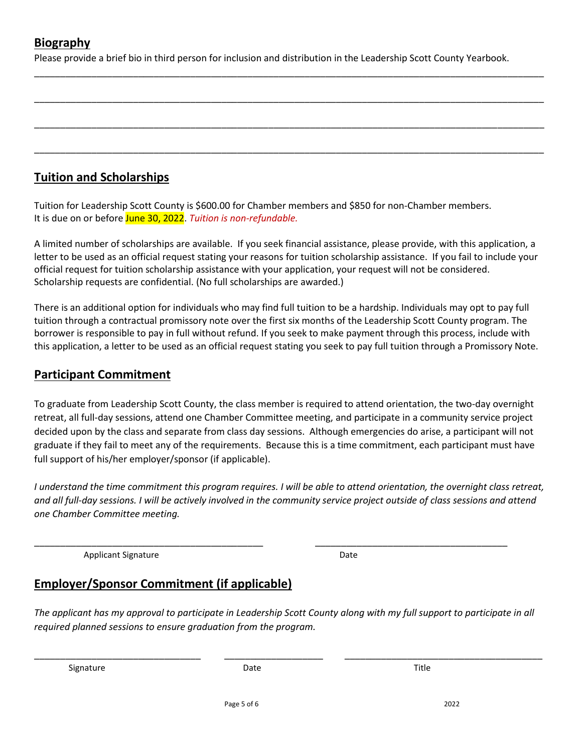## Biography

Please provide a brief bio in third person for inclusion and distribution in the Leadership Scott County Yearbook.

\_\_\_\_\_\_\_\_\_\_\_\_\_\_\_\_\_\_\_\_\_\_\_\_\_\_\_\_\_\_\_\_\_\_\_\_\_\_\_\_\_\_\_\_\_\_\_\_\_\_\_\_\_\_\_\_\_\_\_\_\_\_\_\_\_\_\_\_\_\_\_\_\_\_\_\_\_\_\_\_\_\_\_\_\_\_\_\_

\_\_\_\_\_\_\_\_\_\_\_\_\_\_\_\_\_\_\_\_\_\_\_\_\_\_\_\_\_\_\_\_\_\_\_\_\_\_\_\_\_\_\_\_\_\_\_\_\_\_\_\_\_\_\_\_\_\_\_\_\_\_\_\_\_\_\_\_\_\_\_\_\_\_\_\_\_\_\_\_\_\_\_\_\_\_\_\_

\_\_\_\_\_\_\_\_\_\_\_\_\_\_\_\_\_\_\_\_\_\_\_\_\_\_\_\_\_\_\_\_\_\_\_\_\_\_\_\_\_\_\_\_\_\_\_\_\_\_\_\_\_\_\_\_\_\_\_\_\_\_\_\_\_\_\_\_\_\_\_\_\_\_\_\_\_\_\_\_\_\_\_\_\_\_\_\_

\_\_\_\_\_\_\_\_\_\_\_\_\_\_\_\_\_\_\_\_\_\_\_\_\_\_\_\_\_\_\_\_\_\_\_\_\_\_\_\_\_\_\_\_\_\_\_\_\_\_\_\_\_\_\_\_\_\_\_\_\_\_\_\_\_\_\_\_\_\_\_\_\_\_\_\_\_\_\_\_\_\_\_\_\_\_\_\_

## Tuition and Scholarships

Tuition for Leadership Scott County is $600.00 for Chamber members and $850 for non-Chamber members. It is due on or before June 30, 2022. *Tuition is non-refundable.*

A limited number of scholarships are available. If you seek financial assistance, please provide, with this application, a letter to be used as an official request stating your reasons for tuition scholarship assistance. If you fail to include your official request for tuition scholarship assistance with your application, your request will not be considered. Scholarship requests are confidential. (No full scholarships are awarded.)

There is an additional option for individuals who may find full tuition to be a hardship. Individuals may opt to pay full tuition through a contractual promissory note over the first six months of the Leadership Scott County program. The borrower is responsible to pay in full without refund. If you seek to make payment through this process, include with this application, a letter to be used as an official request stating you seek to pay full tuition through a Promissory Note.

## Participant Commitment

To graduate from Leadership Scott County, the class member is required to attend orientation, the two-day overnight retreat, all full-day sessions, attend one Chamber Committee meeting, and participate in a community service project decided upon by the class and separate from class day sessions. Although emergencies do arise, a participant will not graduate if they fail to meet any of the requirements. Because this is a time commitment, each participant must have full support of his/her employer/sponsor (if applicable).

*I understand the time commitment this program requires. I will be able to attend orientation, the overnight class retreat, and all full-day sessions. I will be actively involved in the community service project outside of class sessions and attend one Chamber Committee meeting.*

\_\_\_\_\_\_\_\_\_\_\_\_\_\_\_\_\_\_\_\_\_\_\_\_\_\_\_\_\_\_\_\_\_\_\_\_\_\_\_\_ \_\_\_\_\_\_\_\_\_\_\_\_\_\_\_\_\_\_\_\_\_\_\_\_\_\_\_\_\_\_\_\_\_\_

Applicant Signature Date

## Employer/Sponsor Commitment (if applicable)

*The applicant has my approval to participate in Leadership Scott County along with my full support to participate in all required planned sessions to ensure graduation from the program.*

\_\_\_\_\_\_\_\_\_\_\_\_\_\_\_\_\_\_\_\_\_\_\_\_\_\_\_\_\_\_ \_\_\_\_\_\_\_\_\_\_\_\_\_\_\_\_\_\_ \_\_\_\_\_\_\_\_\_\_\_\_\_\_\_\_\_\_\_\_\_\_\_\_\_\_\_\_\_\_\_\_\_\_\_

Signature Date Title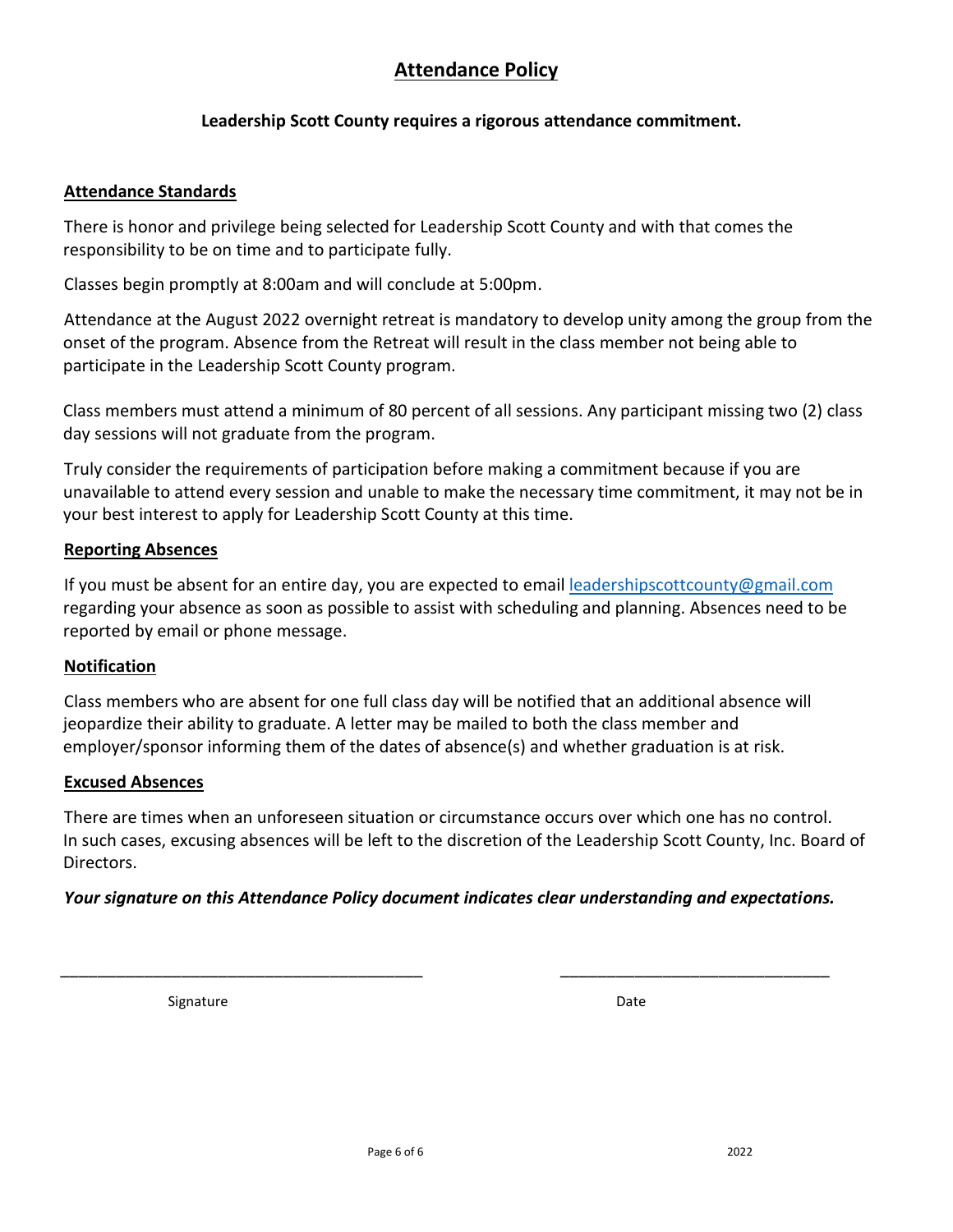# Attendance Policy

**Leadership Scott County requires a rigorous attendance commitment.**

## Attendance Standards

There is honor and privilege being selected for Leadership Scott County and with that comes the responsibility to be on time and to participate fully.

Classes begin promptly at 8:00am and will conclude at 5:00pm.

Attendance at the August 2022 overnight retreat is mandatory to develop unity among the group from the onset of the program. Absence from the Retreat will result in the class member not being able to participate in the Leadership Scott County program.

Class members must attend a minimum of 80 percent of all sessions. Any participant missing two (2) class day sessions will not graduate from the program.

Truly consider the requirements of participation before making a commitment because if you are unavailable to attend every session and unable to make the necessary time commitment, it may not be in your best interest to apply for Leadership Scott County at this time.

## Reporting Absences

If you must be absent for an entire day, you are expected to email leadershipscottcounty@gmail.com regarding your absence as soon as possible to assist with scheduling and planning. Absences need to be reported by email or phone message.

## Notification

Class members who are absent for one full class day will be notified that an additional absence will jeopardize their ability to graduate. A letter may be mailed to both the class member and employer/sponsor informing them of the dates of absence(s) and whether graduation is at risk.

## Excused Absences

There are times when an unforeseen situation or circumstance occurs over which one has no control. In such cases, excusing absences will be left to the discretion of the Leadership Scott County, Inc. Board of Directors.

***Your signature on this Attendance Policy document indicates clear understanding and expectations.***

_________________________________________ &nbsp;&nbsp;&nbsp;&nbsp; ______________________________

Signature &nbsp;&nbsp;&nbsp;&nbsp; Date